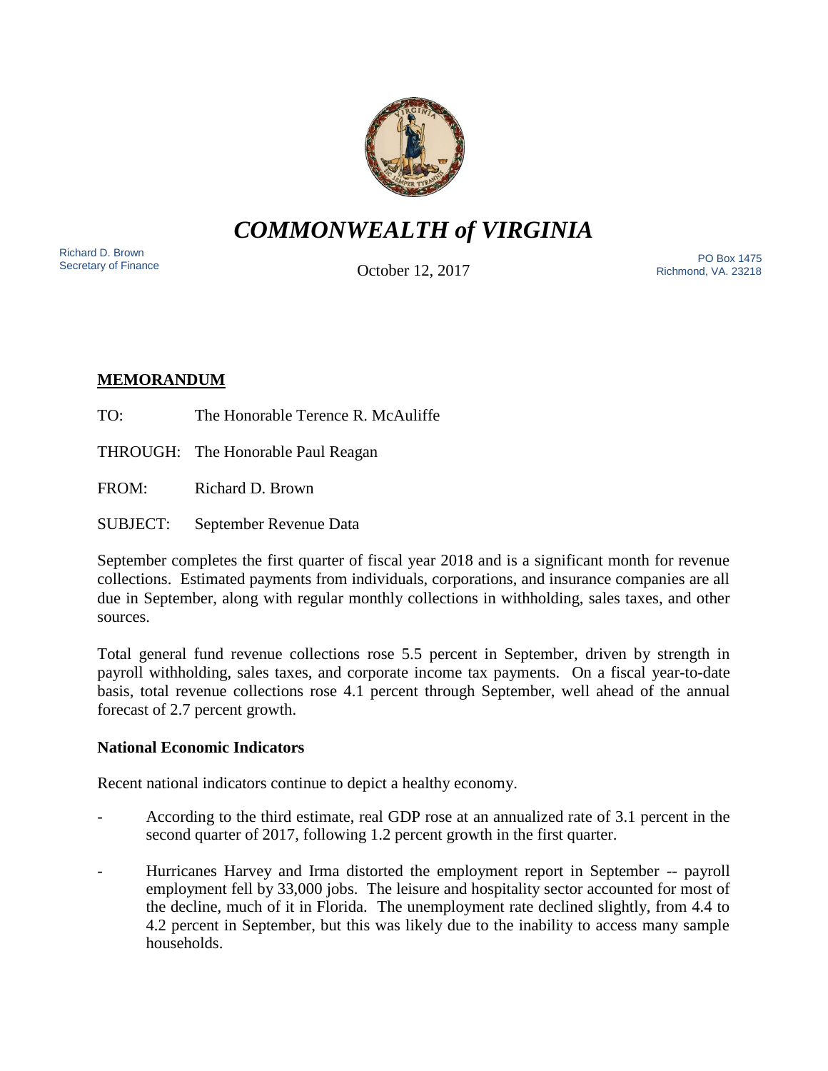# *COMMONWEALTH of VIRGINIA*

Richard D. Brown
Secretary of Finance

October 12, 2017

PO Box 1475
Richmond, VA. 23218

**MEMORANDUM**

TO: The Honorable Terence R. McAuliffe

THROUGH: The Honorable Paul Reagan

FROM: Richard D. Brown

SUBJECT: September Revenue Data

September completes the first quarter of fiscal year 2018 and is a significant month for revenue collections. Estimated payments from individuals, corporations, and insurance companies are all due in September, along with regular monthly collections in withholding, sales taxes, and other sources.

Total general fund revenue collections rose 5.5 percent in September, driven by strength in payroll withholding, sales taxes, and corporate income tax payments. On a fiscal year-to-date basis, total revenue collections rose 4.1 percent through September, well ahead of the annual forecast of 2.7 percent growth.

**National Economic Indicators**

Recent national indicators continue to depict a healthy economy.

- According to the third estimate, real GDP rose at an annualized rate of 3.1 percent in the second quarter of 2017, following 1.2 percent growth in the first quarter.
- Hurricanes Harvey and Irma distorted the employment report in September -- payroll employment fell by 33,000 jobs. The leisure and hospitality sector accounted for most of the decline, much of it in Florida. The unemployment rate declined slightly, from 4.4 to 4.2 percent in September, but this was likely due to the inability to access many sample households.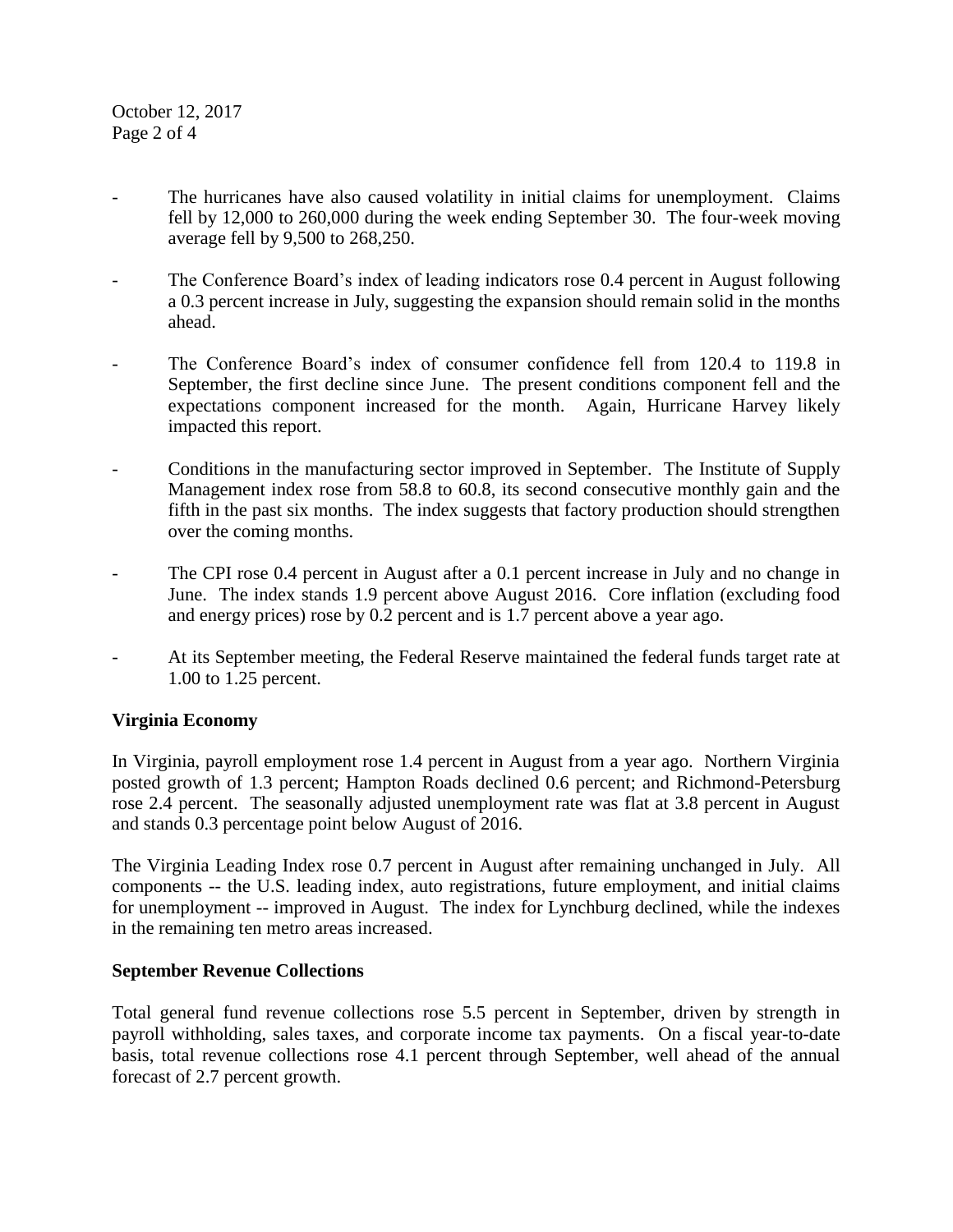- The hurricanes have also caused volatility in initial claims for unemployment. Claims fell by 12,000 to 260,000 during the week ending September 30. The four-week moving average fell by 9,500 to 268,250.

- The Conference Board's index of leading indicators rose 0.4 percent in August following a 0.3 percent increase in July, suggesting the expansion should remain solid in the months ahead.

- The Conference Board's index of consumer confidence fell from 120.4 to 119.8 in September, the first decline since June. The present conditions component fell and the expectations component increased for the month. Again, Hurricane Harvey likely impacted this report.

- Conditions in the manufacturing sector improved in September. The Institute of Supply Management index rose from 58.8 to 60.8, its second consecutive monthly gain and the fifth in the past six months. The index suggests that factory production should strengthen over the coming months.

- The CPI rose 0.4 percent in August after a 0.1 percent increase in July and no change in June. The index stands 1.9 percent above August 2016. Core inflation (excluding food and energy prices) rose by 0.2 percent and is 1.7 percent above a year ago.

- At its September meeting, the Federal Reserve maintained the federal funds target rate at 1.00 to 1.25 percent.

**Virginia Economy**

In Virginia, payroll employment rose 1.4 percent in August from a year ago. Northern Virginia posted growth of 1.3 percent; Hampton Roads declined 0.6 percent; and Richmond-Petersburg rose 2.4 percent. The seasonally adjusted unemployment rate was flat at 3.8 percent in August and stands 0.3 percentage point below August of 2016.

The Virginia Leading Index rose 0.7 percent in August after remaining unchanged in July. All components -- the U.S. leading index, auto registrations, future employment, and initial claims for unemployment -- improved in August. The index for Lynchburg declined, while the indexes in the remaining ten metro areas increased.

**September Revenue Collections**

Total general fund revenue collections rose 5.5 percent in September, driven by strength in payroll withholding, sales taxes, and corporate income tax payments. On a fiscal year-to-date basis, total revenue collections rose 4.1 percent through September, well ahead of the annual forecast of 2.7 percent growth.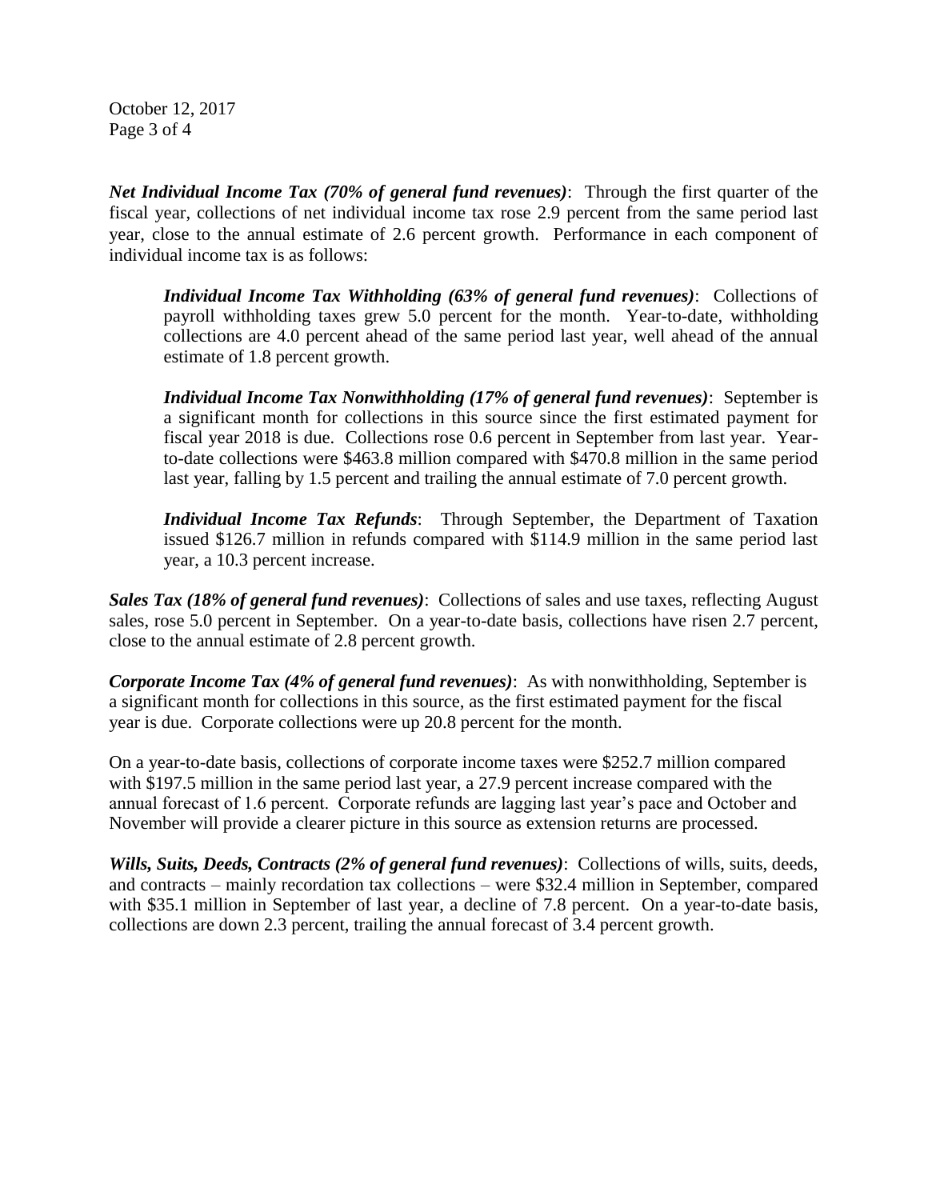***Net Individual Income Tax (70% of general fund revenues)***: Through the first quarter of the fiscal year, collections of net individual income tax rose 2.9 percent from the same period last year, close to the annual estimate of 2.6 percent growth. Performance in each component of individual income tax is as follows:

> ***Individual Income Tax Withholding (63% of general fund revenues)***: Collections of payroll withholding taxes grew 5.0 percent for the month. Year-to-date, withholding collections are 4.0 percent ahead of the same period last year, well ahead of the annual estimate of 1.8 percent growth.
>
> ***Individual Income Tax Nonwithholding (17% of general fund revenues)***: September is a significant month for collections in this source since the first estimated payment for fiscal year 2018 is due. Collections rose 0.6 percent in September from last year. Year-to-date collections were $463.8 million compared with $470.8 million in the same period last year, falling by 1.5 percent and trailing the annual estimate of 7.0 percent growth.
>
> ***Individual Income Tax Refunds***: Through September, the Department of Taxation issued $126.7 million in refunds compared with $114.9 million in the same period last year, a 10.3 percent increase.

***Sales Tax (18% of general fund revenues)***: Collections of sales and use taxes, reflecting August sales, rose 5.0 percent in September. On a year-to-date basis, collections have risen 2.7 percent, close to the annual estimate of 2.8 percent growth.

***Corporate Income Tax (4% of general fund revenues)***: As with nonwithholding, September is a significant month for collections in this source, as the first estimated payment for the fiscal year is due. Corporate collections were up 20.8 percent for the month.

On a year-to-date basis, collections of corporate income taxes were $252.7 million compared with $197.5 million in the same period last year, a 27.9 percent increase compared with the annual forecast of 1.6 percent. Corporate refunds are lagging last year's pace and October and November will provide a clearer picture in this source as extension returns are processed.

***Wills, Suits, Deeds, Contracts (2% of general fund revenues)***: Collections of wills, suits, deeds, and contracts – mainly recordation tax collections – were $32.4 million in September, compared with $35.1 million in September of last year, a decline of 7.8 percent. On a year-to-date basis, collections are down 2.3 percent, trailing the annual forecast of 3.4 percent growth.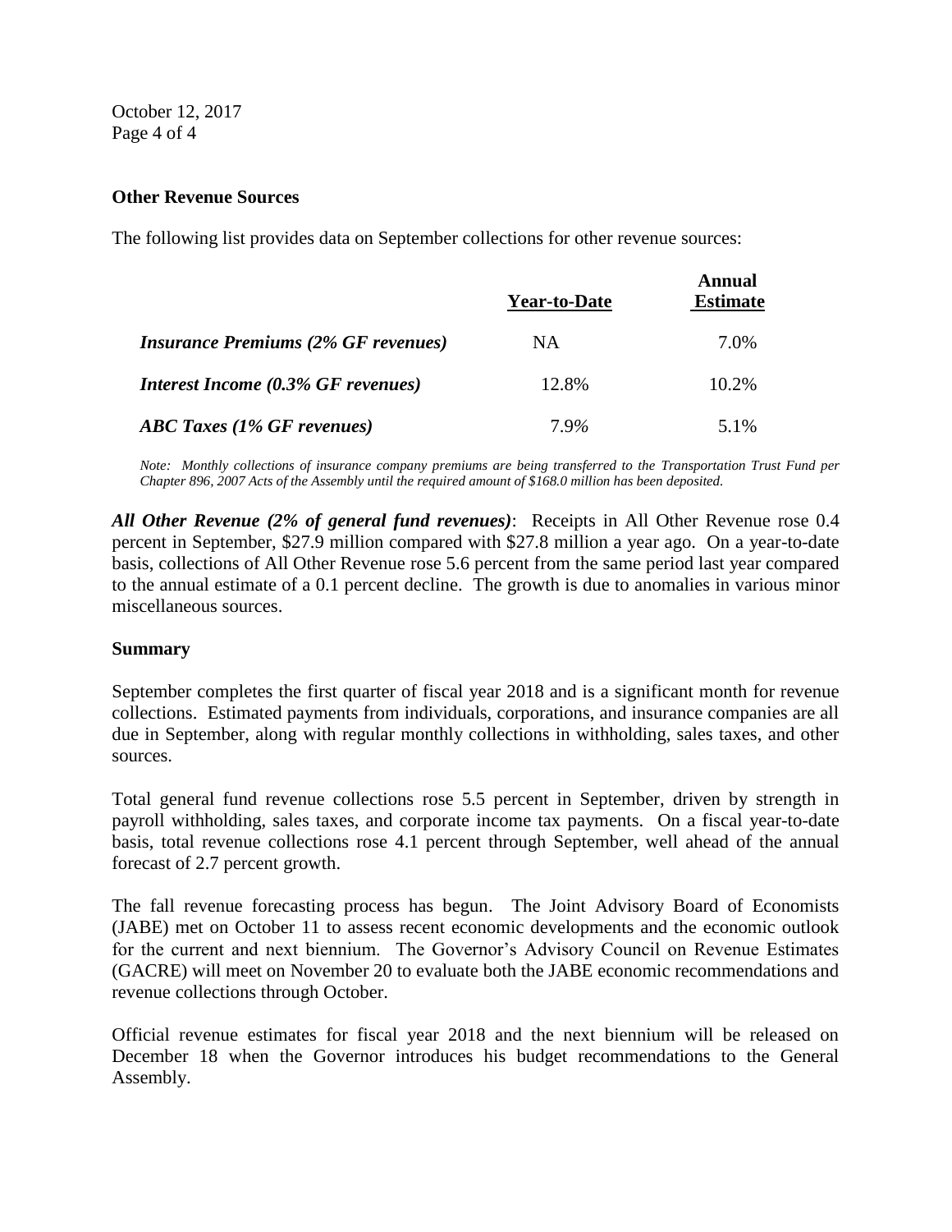### Other Revenue Sources

The following list provides data on September collections for other revenue sources:

| | Year-to-Date | Annual Estimate |
|---|---|---|
| ***Insurance Premiums (2% GF revenues)*** | NA | 7.0% |
| ***Interest Income (0.3% GF revenues)*** | 12.8% | 10.2% |
| ***ABC Taxes (1% GF revenues)*** | 7.9% | 5.1% |

*Note: Monthly collections of insurance company premiums are being transferred to the Transportation Trust Fund per Chapter 896, 2007 Acts of the Assembly until the required amount of $168.0 million has been deposited.*

***All Other Revenue (2% of general fund revenues)***: Receipts in All Other Revenue rose 0.4 percent in September, $27.9 million compared with $27.8 million a year ago. On a year-to-date basis, collections of All Other Revenue rose 5.6 percent from the same period last year compared to the annual estimate of a 0.1 percent decline. The growth is due to anomalies in various minor miscellaneous sources.

### Summary

September completes the first quarter of fiscal year 2018 and is a significant month for revenue collections. Estimated payments from individuals, corporations, and insurance companies are all due in September, along with regular monthly collections in withholding, sales taxes, and other sources.

Total general fund revenue collections rose 5.5 percent in September, driven by strength in payroll withholding, sales taxes, and corporate income tax payments. On a fiscal year-to-date basis, total revenue collections rose 4.1 percent through September, well ahead of the annual forecast of 2.7 percent growth.

The fall revenue forecasting process has begun. The Joint Advisory Board of Economists (JABE) met on October 11 to assess recent economic developments and the economic outlook for the current and next biennium. The Governor's Advisory Council on Revenue Estimates (GACRE) will meet on November 20 to evaluate both the JABE economic recommendations and revenue collections through October.

Official revenue estimates for fiscal year 2018 and the next biennium will be released on December 18 when the Governor introduces his budget recommendations to the General Assembly.